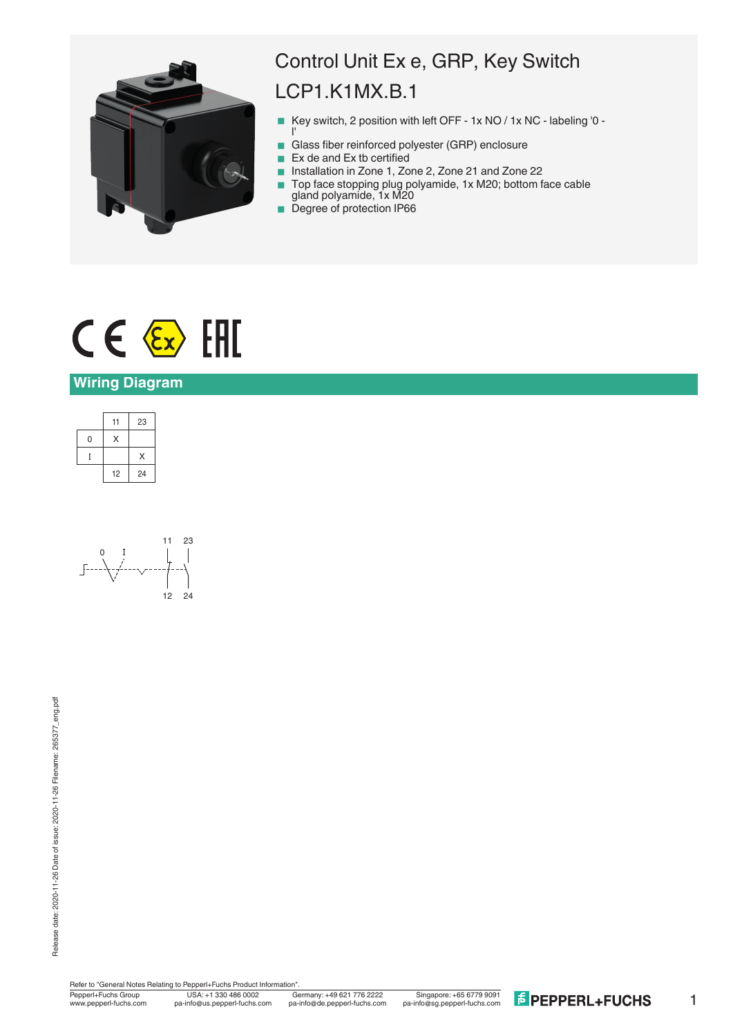# Control Unit Ex e, GRP, Key Switch

# LCP1.K1MX.B.1

- Key switch, 2 position with left OFF - 1x NO / 1x NC - labeling '0 - I'
- Glass fiber reinforced polyester (GRP) enclosure
- Ex de and Ex tb certified
- Installation in Zone 1, Zone 2, Zone 21 and Zone 22
- Top face stopping plug polyamide, 1x M20; bottom face cable gland polyamide, 1x M20
- Degree of protection IP66

## Wiring Diagram

| | 11 | 23 |
|---|---|---|
| 0 | X | |
| I | | X |
| | 12 | 24 |

0 I

11 23

12 24

Refer to "General Notes Relating to Pepperl+Fuchs Product Information".

Pepperl+Fuchs Group
www.pepperl-fuchs.com

USA: +1 330 486 0002
pa-info@us.pepperl-fuchs.com

Germany: +49 621 776 2222
pa-info@de.pepperl-fuchs.com

Singapore: +65 6779 9091
pa-info@sg.pepperl-fuchs.com

Release date: 2020-11-26 Date of issue: 2020-11-26 Filename: 265377_eng.pdf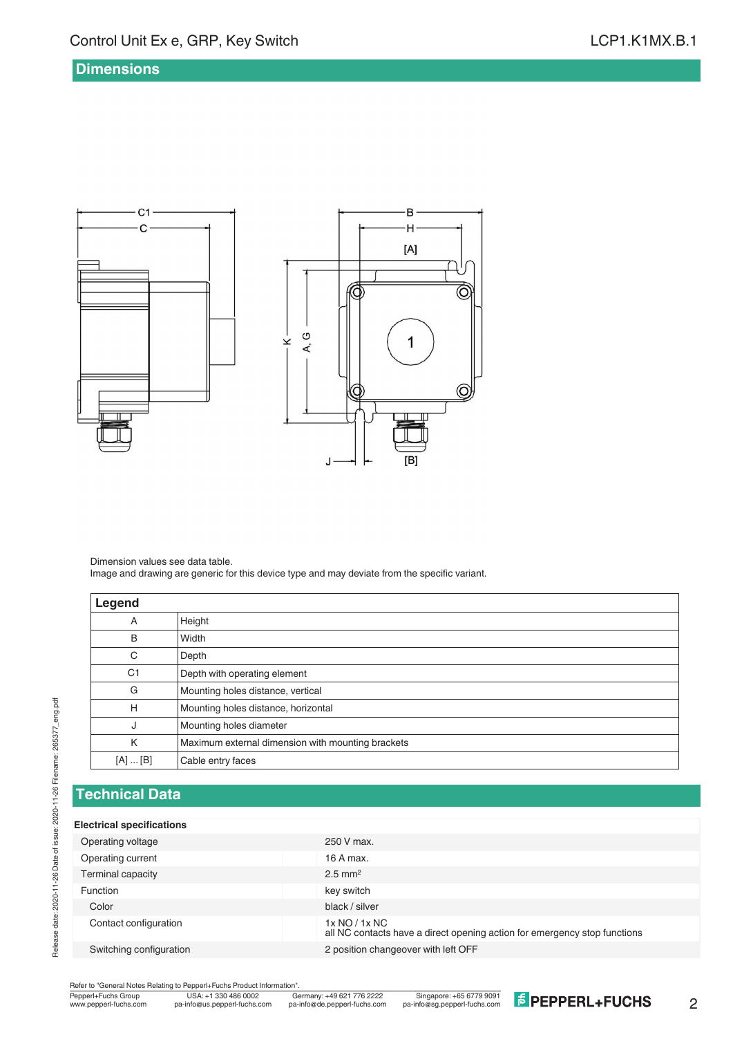## Dimensions

Dimension values see data table.
Image and drawing are generic for this device type and may deviate from the specific variant.

| Legend | |
|---|---|
| A | Height |
| B | Width |
| C | Depth |
| C1 | Depth with operating element |
| G | Mounting holes distance, vertical |
| H | Mounting holes distance, horizontal |
| J | Mounting holes diameter |
| K | Maximum external dimension with mounting brackets |
| [A] ... [B] | Cable entry faces |

## Technical Data

| Electrical specifications | |
|---|---|
| Operating voltage | 250 V max. |
| Operating current | 16 A max. |
| Terminal capacity | 2.5 mm² |
| Function | key switch |
| Color | black / silver |
| Contact configuration | 1x NO / 1x NC<br>all NC contacts have a direct opening action for emergency stop functions |
| Switching configuration | 2 position changeover with left OFF |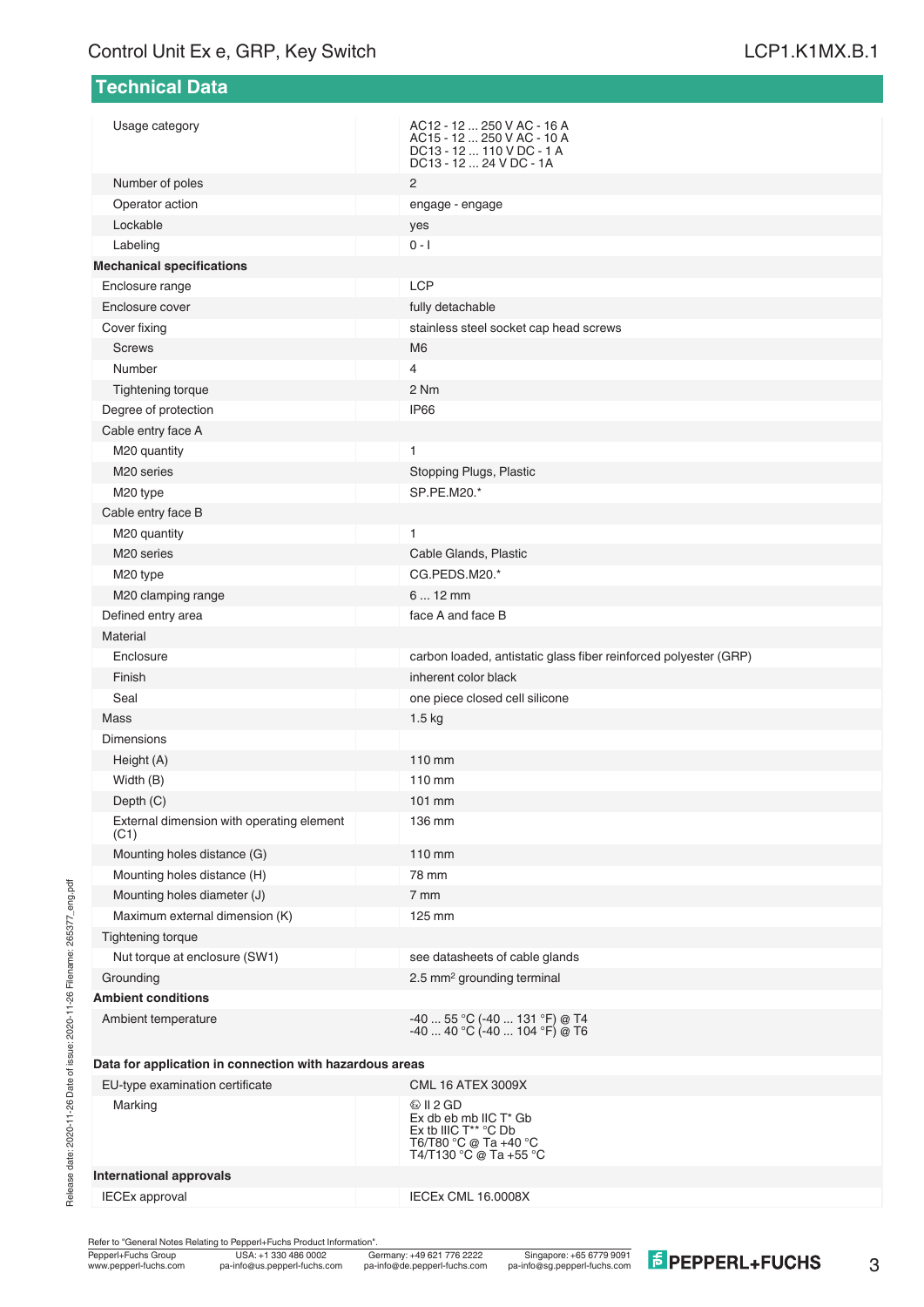## Technical Data

| | |
|---|---|
| Usage category | AC12 - 12 ... 250 V AC - 16 A<br>AC15 - 12 ... 250 V AC - 10 A<br>DC13 - 12 ... 110 V DC - 1 A<br>DC13 - 12 ... 24 V DC - 1A |
| Number of poles | 2 |
| Operator action | engage - engage |
| Lockable | yes |
| Labeling | 0 - I |
| **Mechanical specifications** | |
| Enclosure range | LCP |
| Enclosure cover | fully detachable |
| Cover fixing | stainless steel socket cap head screws |
| Screws | M6 |
| Number | 4 |
| Tightening torque | 2 Nm |
| Degree of protection | IP66 |
| Cable entry face A | |
| M20 quantity | 1 |
| M20 series | Stopping Plugs, Plastic |
| M20 type | SP.PE.M20.* |
| Cable entry face B | |
| M20 quantity | 1 |
| M20 series | Cable Glands, Plastic |
| M20 type | CG.PEDS.M20.* |
| M20 clamping range | 6 ... 12 mm |
| Defined entry area | face A and face B |
| Material | |
| Enclosure | carbon loaded, antistatic glass fiber reinforced polyester (GRP) |
| Finish | inherent color black |
| Seal | one piece closed cell silicone |
| Mass | 1.5 kg |
| Dimensions | |
| Height (A) | 110 mm |
| Width (B) | 110 mm |
| Depth (C) | 101 mm |
| External dimension with operating element (C1) | 136 mm |
| Mounting holes distance (G) | 110 mm |
| Mounting holes distance (H) | 78 mm |
| Mounting holes diameter (J) | 7 mm |
| Maximum external dimension (K) | 125 mm |
| Tightening torque | |
| Nut torque at enclosure (SW1) | see datasheets of cable glands |
| Grounding | 2.5 mm² grounding terminal |
| **Ambient conditions** | |
| Ambient temperature | -40 ... 55 °C (-40 ... 131 °F) @ T4<br>-40 ... 40 °C (-40 ... 104 °F) @ T6 |
| **Data for application in connection with hazardous areas** | |
| EU-type examination certificate | CML 16 ATEX 3009X |
| Marking | ⓔx II 2 GD<br>Ex db eb mb IIC T* Gb<br>Ex tb IIIC T** °C Db<br>T6/T80 °C @ Ta +40 °C<br>T4/T130 °C @ Ta +55 °C |
| **International approvals** | |
| IECEx approval | IECEx CML 16.0008X |

Refer to "General Notes Relating to Pepperl+Fuchs Product Information".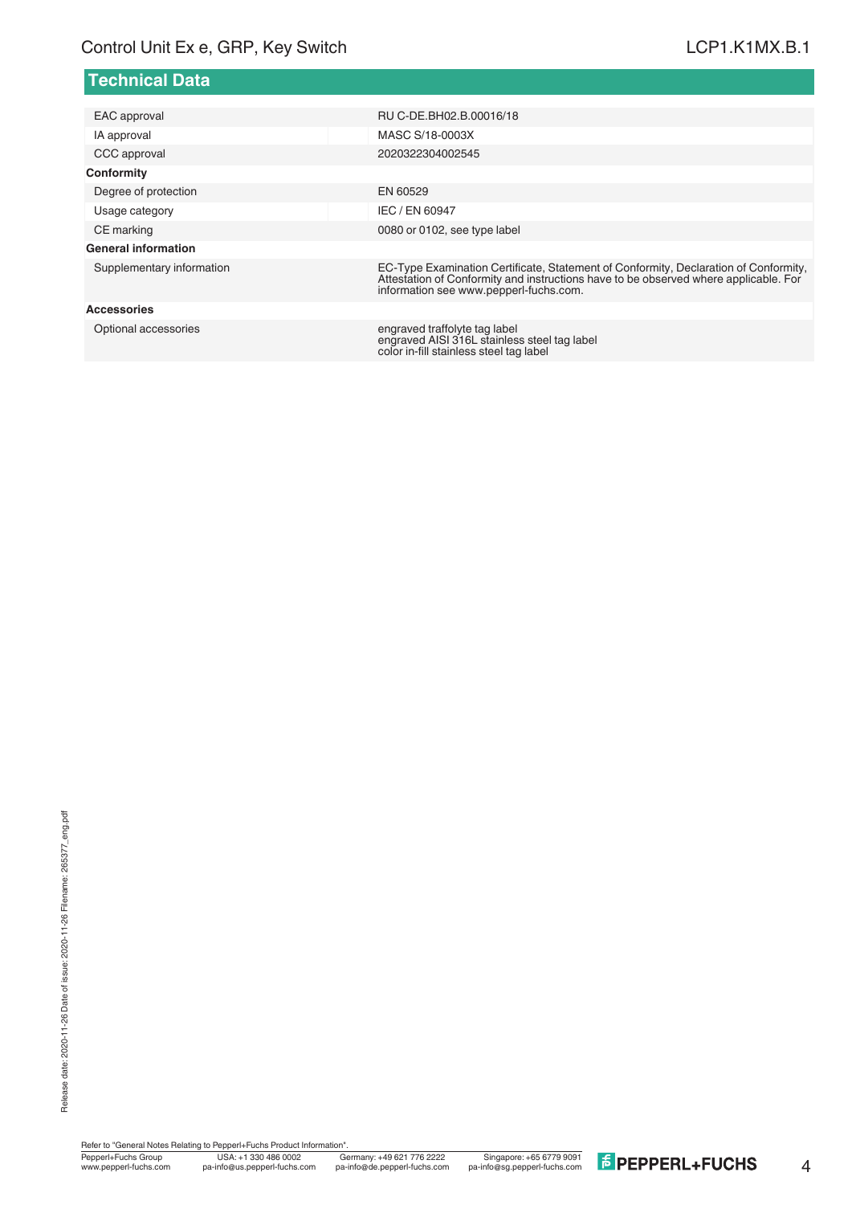## Technical Data

| | |
|---|---|
| EAC approval | RU C-DE.BH02.B.00016/18 |
| IA approval | MASC S/18-0003X |
| CCC approval | 2020322304002545 |
| **Conformity** | |
| Degree of protection | EN 60529 |
| Usage category | IEC / EN 60947 |
| CE marking | 0080 or 0102, see type label |
| **General information** | |
| Supplementary information | EC-Type Examination Certificate, Statement of Conformity, Declaration of Conformity, Attestation of Conformity and instructions have to be observed where applicable. For information see www.pepperl-fuchs.com. |
| **Accessories** | |
| Optional accessories | engraved traffolyte tag label<br>engraved AISI 316L stainless steel tag label<br>color in-fill stainless steel tag label |

Refer to "General Notes Relating to Pepperl+Fuchs Product Information".

Pepperl+Fuchs Group www.pepperl-fuchs.com | USA: +1 330 486 0002 pa-info@us.pepperl-fuchs.com | Germany: +49 621 776 2222 pa-info@de.pepperl-fuchs.com | Singapore: +65 6779 9091 pa-info@sg.pepperl-fuchs.com